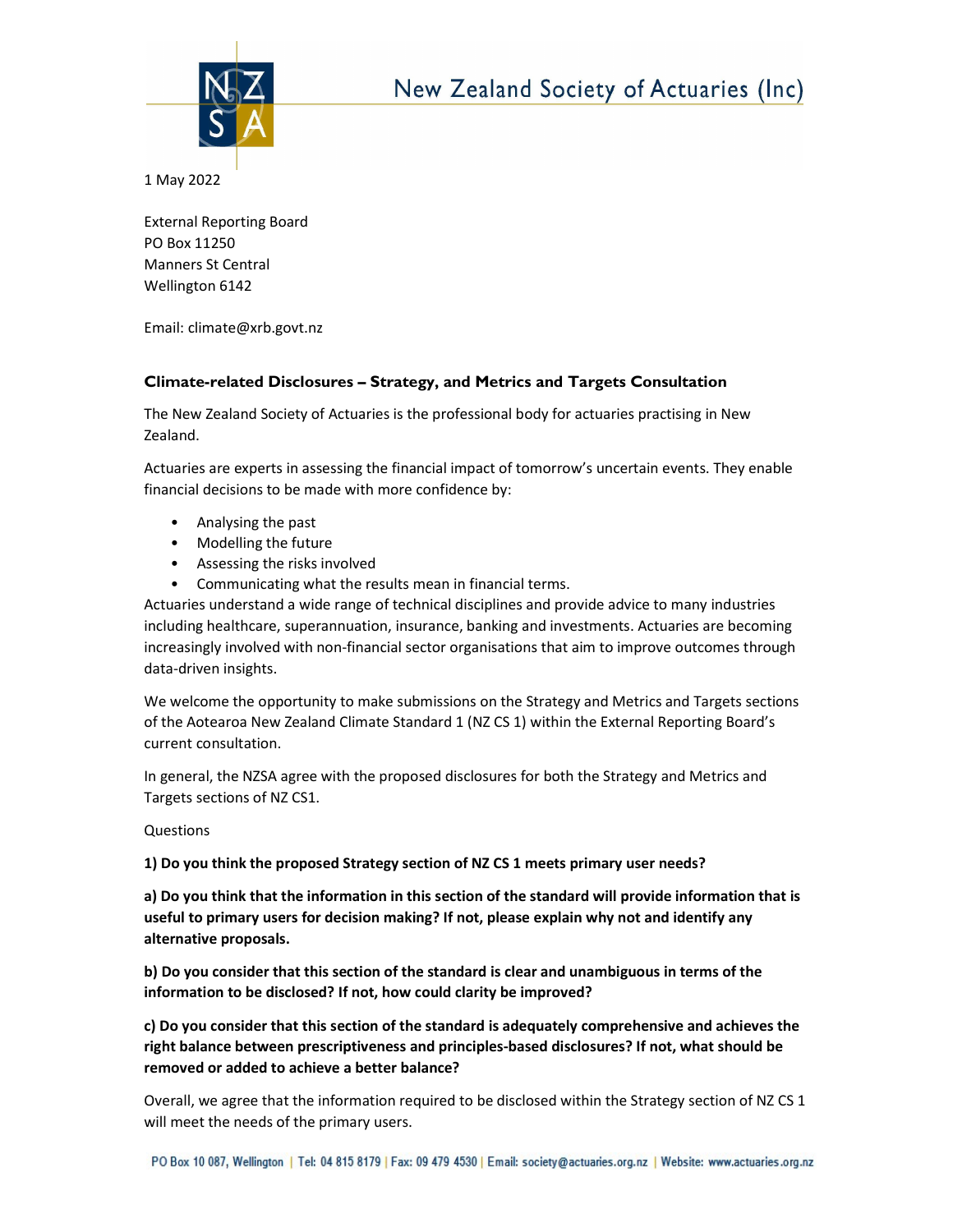New Zealand Society of Actuaries (Inc)

1 May 2022

External Reporting Board
PO Box 11250
Manners St Central
Wellington 6142

Email: climate@xrb.govt.nz

### Climate-related Disclosures – Strategy, and Metrics and Targets Consultation

The New Zealand Society of Actuaries is the professional body for actuaries practising in New Zealand.

Actuaries are experts in assessing the financial impact of tomorrow's uncertain events. They enable financial decisions to be made with more confidence by:

- Analysing the past
- Modelling the future
- Assessing the risks involved
- Communicating what the results mean in financial terms.

Actuaries understand a wide range of technical disciplines and provide advice to many industries including healthcare, superannuation, insurance, banking and investments. Actuaries are becoming increasingly involved with non-financial sector organisations that aim to improve outcomes through data-driven insights.

We welcome the opportunity to make submissions on the Strategy and Metrics and Targets sections of the Aotearoa New Zealand Climate Standard 1 (NZ CS 1) within the External Reporting Board's current consultation.

In general, the NZSA agree with the proposed disclosures for both the Strategy and Metrics and Targets sections of NZ CS1.

Questions

**1) Do you think the proposed Strategy section of NZ CS 1 meets primary user needs?**

**a) Do you think that the information in this section of the standard will provide information that is useful to primary users for decision making? If not, please explain why not and identify any alternative proposals.**

**b) Do you consider that this section of the standard is clear and unambiguous in terms of the information to be disclosed? If not, how could clarity be improved?**

**c) Do you consider that this section of the standard is adequately comprehensive and achieves the right balance between prescriptiveness and principles-based disclosures? If not, what should be removed or added to achieve a better balance?**

Overall, we agree that the information required to be disclosed within the Strategy section of NZ CS 1 will meet the needs of the primary users.

PO Box 10 087, Wellington | Tel: 04 815 8179 | Fax: 09 479 4530 | Email: society@actuaries.org.nz | Website: www.actuaries.org.nz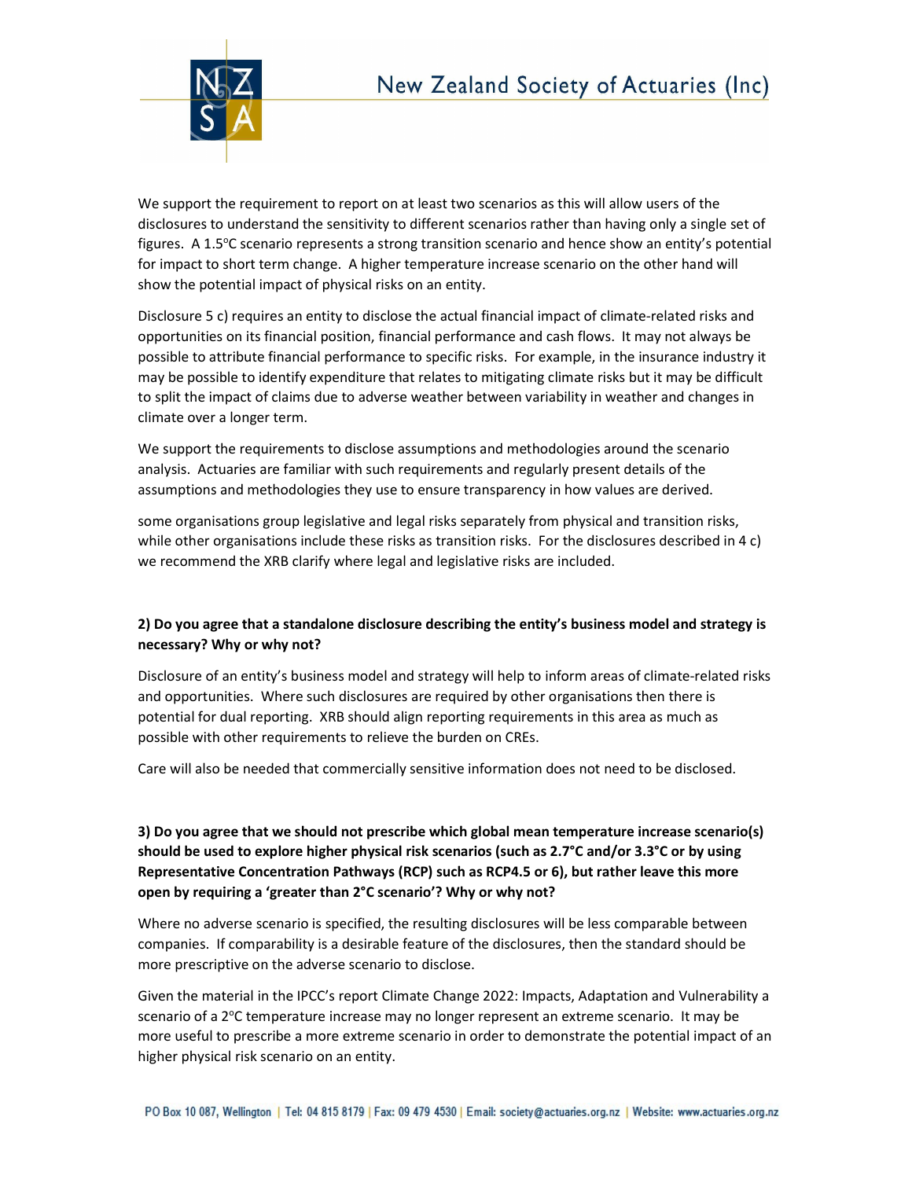We support the requirement to report on at least two scenarios as this will allow users of the disclosures to understand the sensitivity to different scenarios rather than having only a single set of figures. A 1.5°C scenario represents a strong transition scenario and hence show an entity's potential for impact to short term change. A higher temperature increase scenario on the other hand will show the potential impact of physical risks on an entity.

Disclosure 5 c) requires an entity to disclose the actual financial impact of climate-related risks and opportunities on its financial position, financial performance and cash flows. It may not always be possible to attribute financial performance to specific risks. For example, in the insurance industry it may be possible to identify expenditure that relates to mitigating climate risks but it may be difficult to split the impact of claims due to adverse weather between variability in weather and changes in climate over a longer term.

We support the requirements to disclose assumptions and methodologies around the scenario analysis. Actuaries are familiar with such requirements and regularly present details of the assumptions and methodologies they use to ensure transparency in how values are derived.

some organisations group legislative and legal risks separately from physical and transition risks, while other organisations include these risks as transition risks. For the disclosures described in 4 c) we recommend the XRB clarify where legal and legislative risks are included.

**2) Do you agree that a standalone disclosure describing the entity's business model and strategy is necessary? Why or why not?**

Disclosure of an entity's business model and strategy will help to inform areas of climate-related risks and opportunities. Where such disclosures are required by other organisations then there is potential for dual reporting. XRB should align reporting requirements in this area as much as possible with other requirements to relieve the burden on CREs.

Care will also be needed that commercially sensitive information does not need to be disclosed.

**3) Do you agree that we should not prescribe which global mean temperature increase scenario(s) should be used to explore higher physical risk scenarios (such as 2.7°C and/or 3.3°C or by using Representative Concentration Pathways (RCP) such as RCP4.5 or 6), but rather leave this more open by requiring a 'greater than 2°C scenario'? Why or why not?**

Where no adverse scenario is specified, the resulting disclosures will be less comparable between companies. If comparability is a desirable feature of the disclosures, then the standard should be more prescriptive on the adverse scenario to disclose.

Given the material in the IPCC's report Climate Change 2022: Impacts, Adaptation and Vulnerability a scenario of a 2°C temperature increase may no longer represent an extreme scenario. It may be more useful to prescribe a more extreme scenario in order to demonstrate the potential impact of an higher physical risk scenario on an entity.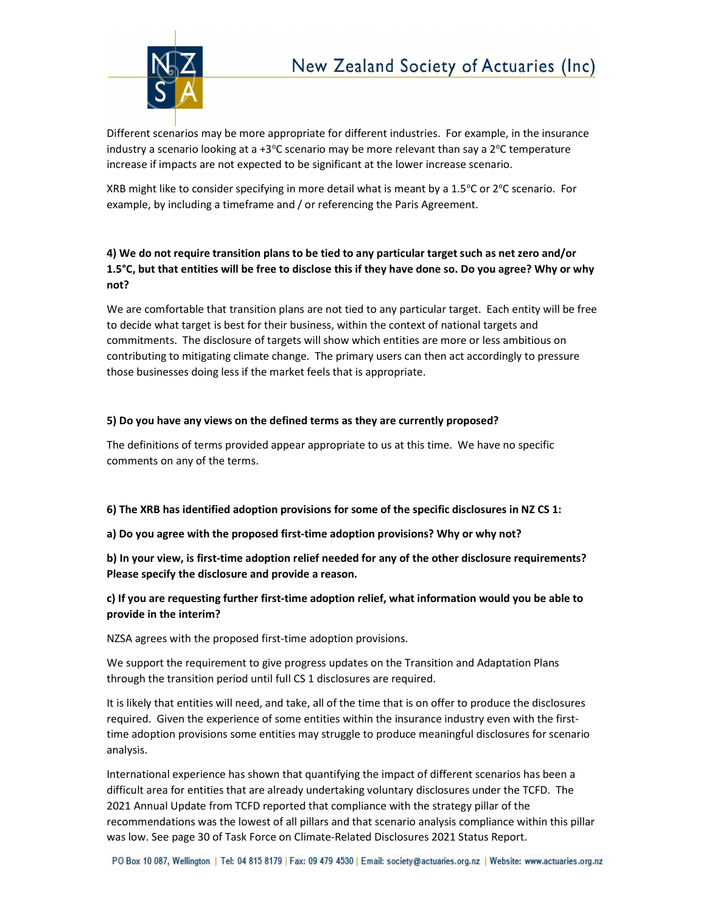Different scenarios may be more appropriate for different industries. For example, in the insurance industry a scenario looking at a +3°C scenario may be more relevant than say a 2°C temperature increase if impacts are not expected to be significant at the lower increase scenario.

XRB might like to consider specifying in more detail what is meant by a 1.5°C or 2°C scenario. For example, by including a timeframe and / or referencing the Paris Agreement.

**4) We do not require transition plans to be tied to any particular target such as net zero and/or 1.5°C, but that entities will be free to disclose this if they have done so. Do you agree? Why or why not?**

We are comfortable that transition plans are not tied to any particular target. Each entity will be free to decide what target is best for their business, within the context of national targets and commitments. The disclosure of targets will show which entities are more or less ambitious on contributing to mitigating climate change. The primary users can then act accordingly to pressure those businesses doing less if the market feels that is appropriate.

**5) Do you have any views on the defined terms as they are currently proposed?**

The definitions of terms provided appear appropriate to us at this time. We have no specific comments on any of the terms.

**6) The XRB has identified adoption provisions for some of the specific disclosures in NZ CS 1:**

**a) Do you agree with the proposed first-time adoption provisions? Why or why not?**

**b) In your view, is first-time adoption relief needed for any of the other disclosure requirements? Please specify the disclosure and provide a reason.**

**c) If you are requesting further first-time adoption relief, what information would you be able to provide in the interim?**

NZSA agrees with the proposed first-time adoption provisions.

We support the requirement to give progress updates on the Transition and Adaptation Plans through the transition period until full CS 1 disclosures are required.

It is likely that entities will need, and take, all of the time that is on offer to produce the disclosures required. Given the experience of some entities within the insurance industry even with the first-time adoption provisions some entities may struggle to produce meaningful disclosures for scenario analysis.

International experience has shown that quantifying the impact of different scenarios has been a difficult area for entities that are already undertaking voluntary disclosures under the TCFD. The 2021 Annual Update from TCFD reported that compliance with the strategy pillar of the recommendations was the lowest of all pillars and that scenario analysis compliance within this pillar was low. See page 30 of Task Force on Climate-Related Disclosures 2021 Status Report.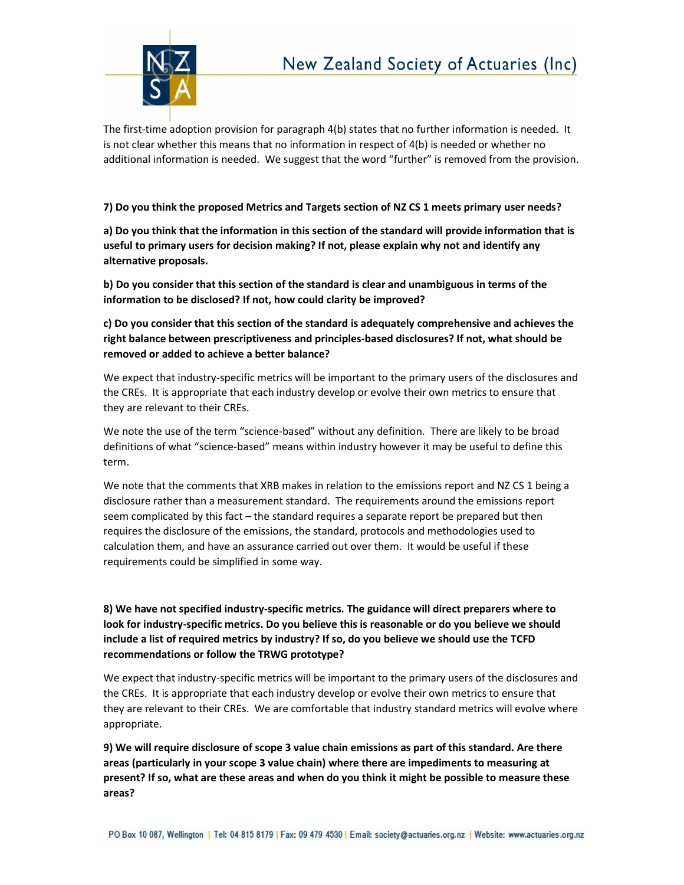The first-time adoption provision for paragraph 4(b) states that no further information is needed. It is not clear whether this means that no information in respect of 4(b) is needed or whether no additional information is needed. We suggest that the word "further" is removed from the provision.

**7) Do you think the proposed Metrics and Targets section of NZ CS 1 meets primary user needs?**

**a) Do you think that the information in this section of the standard will provide information that is useful to primary users for decision making? If not, please explain why not and identify any alternative proposals.**

**b) Do you consider that this section of the standard is clear and unambiguous in terms of the information to be disclosed? If not, how could clarity be improved?**

**c) Do you consider that this section of the standard is adequately comprehensive and achieves the right balance between prescriptiveness and principles-based disclosures? If not, what should be removed or added to achieve a better balance?**

We expect that industry-specific metrics will be important to the primary users of the disclosures and the CREs. It is appropriate that each industry develop or evolve their own metrics to ensure that they are relevant to their CREs.

We note the use of the term "science-based" without any definition. There are likely to be broad definitions of what "science-based" means within industry however it may be useful to define this term.

We note that the comments that XRB makes in relation to the emissions report and NZ CS 1 being a disclosure rather than a measurement standard. The requirements around the emissions report seem complicated by this fact – the standard requires a separate report be prepared but then requires the disclosure of the emissions, the standard, protocols and methodologies used to calculation them, and have an assurance carried out over them. It would be useful if these requirements could be simplified in some way.

**8) We have not specified industry-specific metrics. The guidance will direct preparers where to look for industry-specific metrics. Do you believe this is reasonable or do you believe we should include a list of required metrics by industry? If so, do you believe we should use the TCFD recommendations or follow the TRWG prototype?**

We expect that industry-specific metrics will be important to the primary users of the disclosures and the CREs. It is appropriate that each industry develop or evolve their own metrics to ensure that they are relevant to their CREs. We are comfortable that industry standard metrics will evolve where appropriate.

**9) We will require disclosure of scope 3 value chain emissions as part of this standard. Are there areas (particularly in your scope 3 value chain) where there are impediments to measuring at present? If so, what are these areas and when do you think it might be possible to measure these areas?**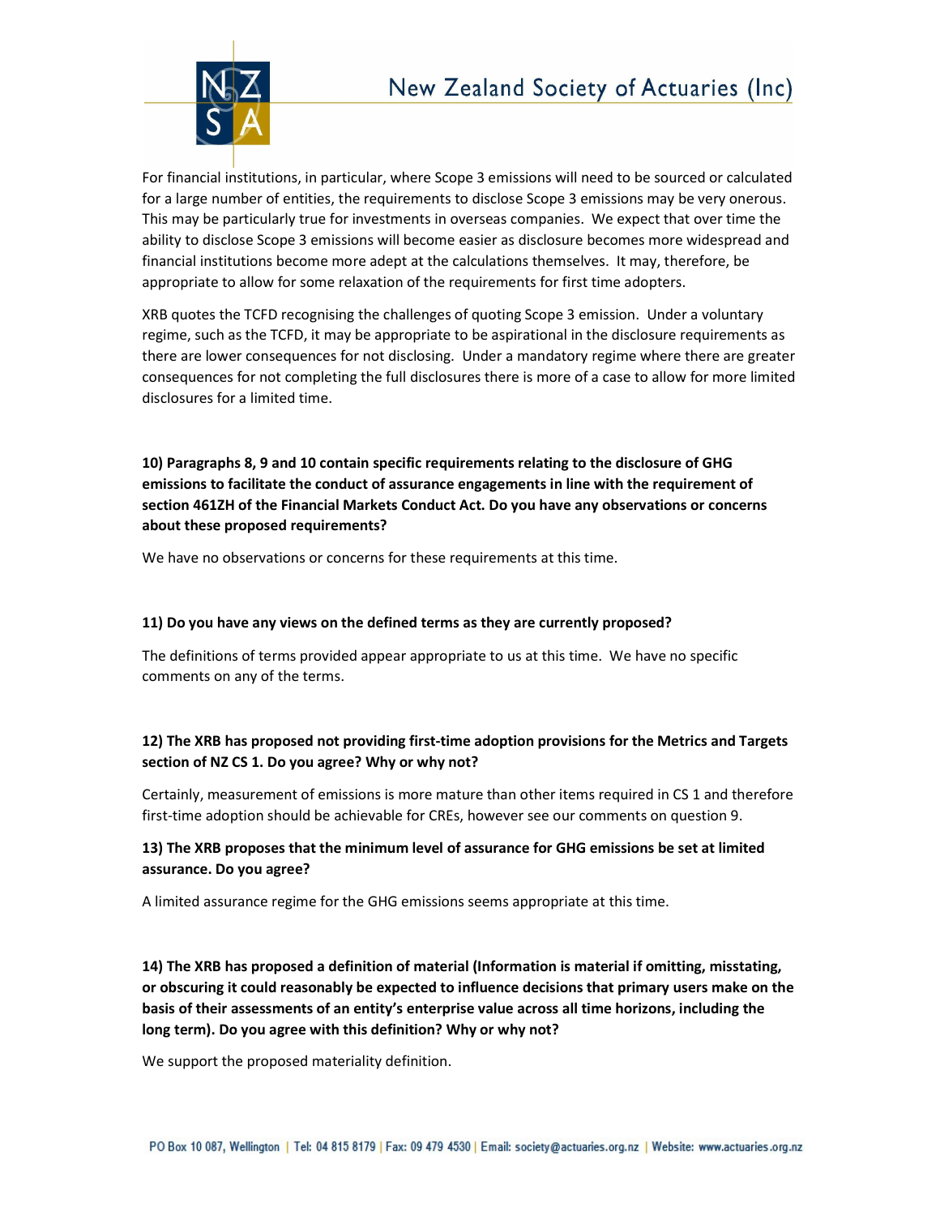For financial institutions, in particular, where Scope 3 emissions will need to be sourced or calculated for a large number of entities, the requirements to disclose Scope 3 emissions may be very onerous. This may be particularly true for investments in overseas companies. We expect that over time the ability to disclose Scope 3 emissions will become easier as disclosure becomes more widespread and financial institutions become more adept at the calculations themselves. It may, therefore, be appropriate to allow for some relaxation of the requirements for first time adopters.

XRB quotes the TCFD recognising the challenges of quoting Scope 3 emission. Under a voluntary regime, such as the TCFD, it may be appropriate to be aspirational in the disclosure requirements as there are lower consequences for not disclosing. Under a mandatory regime where there are greater consequences for not completing the full disclosures there is more of a case to allow for more limited disclosures for a limited time.

**10) Paragraphs 8, 9 and 10 contain specific requirements relating to the disclosure of GHG emissions to facilitate the conduct of assurance engagements in line with the requirement of section 461ZH of the Financial Markets Conduct Act. Do you have any observations or concerns about these proposed requirements?**

We have no observations or concerns for these requirements at this time.

**11) Do you have any views on the defined terms as they are currently proposed?**

The definitions of terms provided appear appropriate to us at this time. We have no specific comments on any of the terms.

**12) The XRB has proposed not providing first-time adoption provisions for the Metrics and Targets section of NZ CS 1. Do you agree? Why or why not?**

Certainly, measurement of emissions is more mature than other items required in CS 1 and therefore first-time adoption should be achievable for CREs, however see our comments on question 9.

**13) The XRB proposes that the minimum level of assurance for GHG emissions be set at limited assurance. Do you agree?**

A limited assurance regime for the GHG emissions seems appropriate at this time.

**14) The XRB has proposed a definition of material (Information is material if omitting, misstating, or obscuring it could reasonably be expected to influence decisions that primary users make on the basis of their assessments of an entity's enterprise value across all time horizons, including the long term). Do you agree with this definition? Why or why not?**

We support the proposed materiality definition.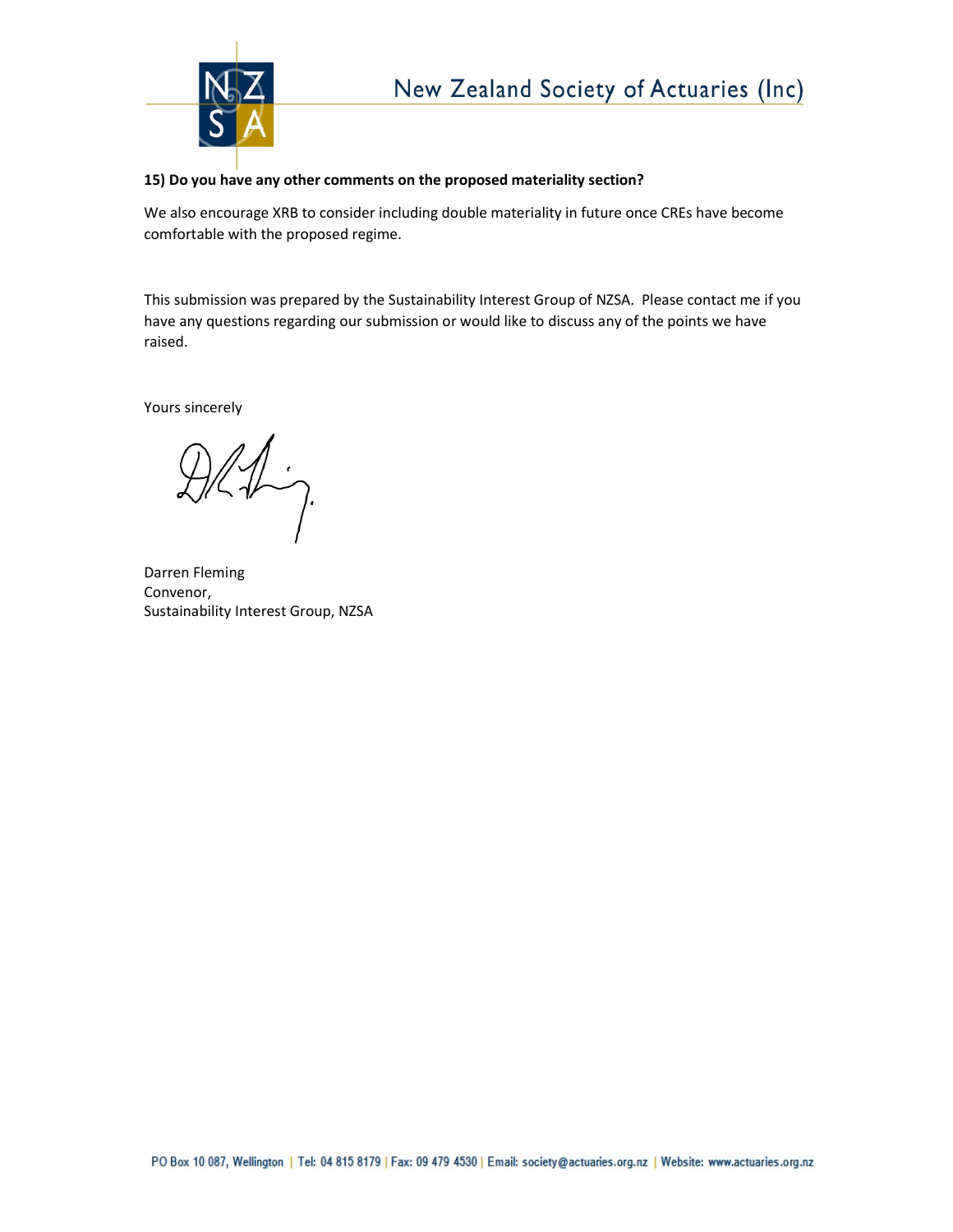**15) Do you have any other comments on the proposed materiality section?**

We also encourage XRB to consider including double materiality in future once CREs have become comfortable with the proposed regime.

This submission was prepared by the Sustainability Interest Group of NZSA. Please contact me if you have any questions regarding our submission or would like to discuss any of the points we have raised.

Yours sincerely

Darren Fleming
Convenor,
Sustainability Interest Group, NZSA